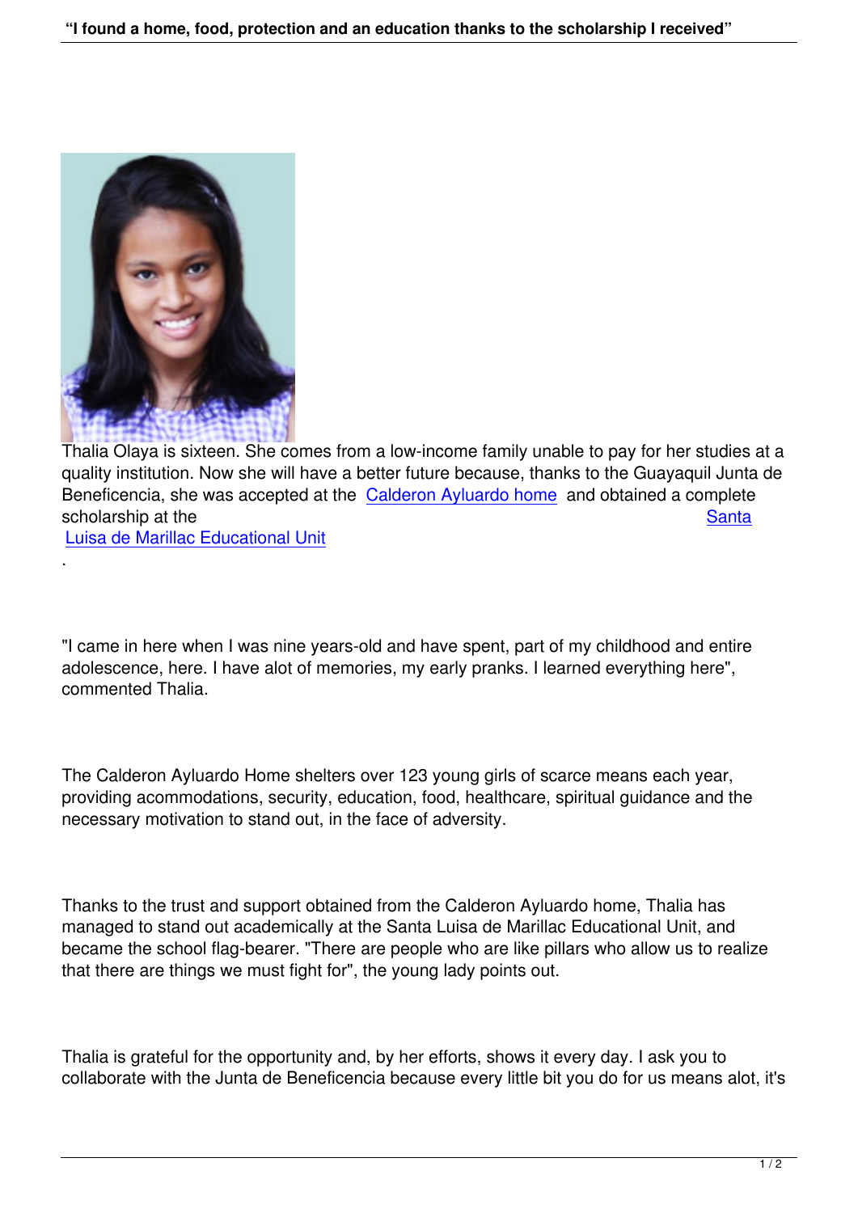Thalia Olaya is sixteen. She comes from a low-income family unable to pay for her studies at a quality institution. Now she will have a better future because, thanks to the Guayaquil Junta de Beneficencia, she was accepted at the Calderon Ayluardo home and obtained a complete scholarship at the Santa Luisa de Marillac Educational Unit.

"I came in here when I was nine years-old and have spent, part of my childhood and entire adolescence, here. I have alot of memories, my early pranks. I learned everything here", commented Thalia.

The Calderon Ayluardo Home shelters over 123 young girls of scarce means each year, providing acommodations, security, education, food, healthcare, spiritual guidance and the necessary motivation to stand out, in the face of adversity.

Thanks to the trust and support obtained from the Calderon Ayluardo home, Thalia has managed to stand out academically at the Santa Luisa de Marillac Educational Unit, and became the school flag-bearer. "There are people who are like pillars who allow us to realize that there are things we must fight for", the young lady points out.

Thalia is grateful for the opportunity and, by her efforts, shows it every day. I ask you to collaborate with the Junta de Beneficencia because every little bit you do for us means alot, it's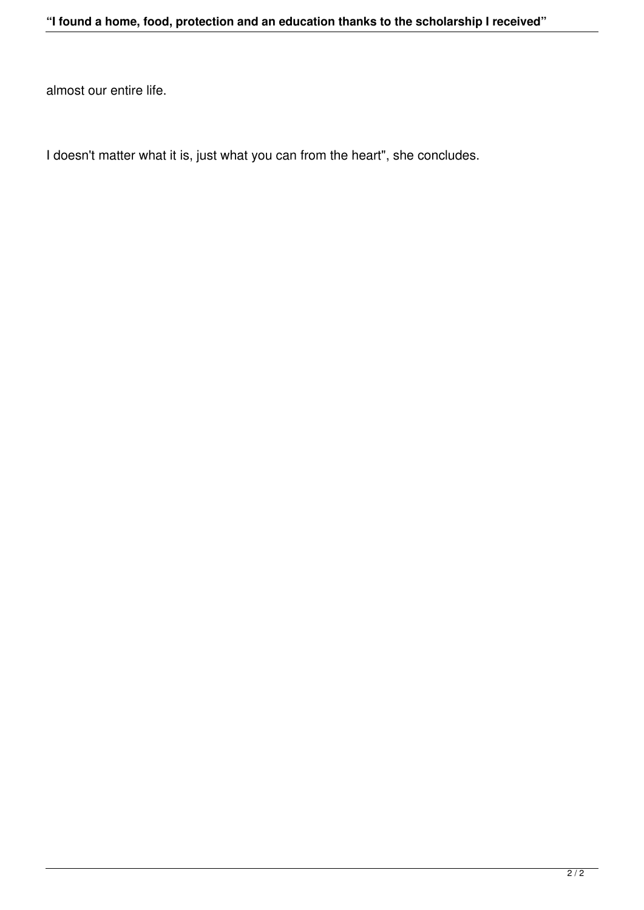almost our entire life.

I doesn't matter what it is, just what you can from the heart", she concludes.